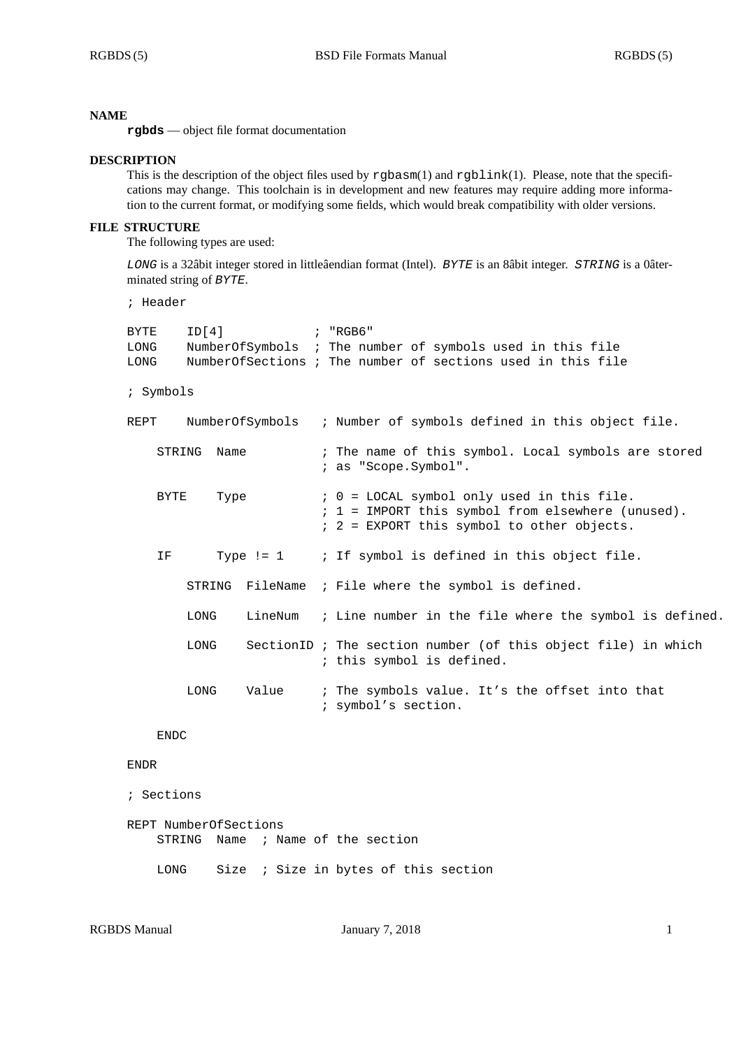## NAME

**rgbds** — object file format documentation

## DESCRIPTION

This is the description of the object files used by `rgbasm`(1) and `rgblink`(1). Please, note that the specifications may change. This toolchain is in development and new features may require adding more information to the current format, or modifying some fields, which would break compatibility with older versions.

## FILE STRUCTURE

The following types are used:

*LONG* is a 32âbit integer stored in littleâendian format (Intel). *BYTE* is an 8âbit integer. *STRING* is a 0âterminated string of *BYTE*.

```
; Header

BYTE    ID[4]            ; "RGB6"
LONG    NumberOfSymbols  ; The number of symbols used in this file
LONG    NumberOfSections ; The number of sections used in this file

; Symbols

REPT    NumberOfSymbols   ; Number of symbols defined in this object file.

    STRING  Name          ; The name of this symbol. Local symbols are stored
                          ; as "Scope.Symbol".

    BYTE    Type          ; 0 = LOCAL symbol only used in this file.
                          ; 1 = IMPORT this symbol from elsewhere (unused).
                          ; 2 = EXPORT this symbol to other objects.

    IF      Type != 1     ; If symbol is defined in this object file.

        STRING  FileName  ; File where the symbol is defined.

        LONG    LineNum   ; Line number in the file where the symbol is defined.

        LONG    SectionID ; The section number (of this object file) in which
                          ; this symbol is defined.

        LONG    Value     ; The symbols value. It's the offset into that
                          ; symbol's section.

    ENDC

ENDR

; Sections

REPT NumberOfSections
    STRING  Name  ; Name of the section

    LONG    Size  ; Size in bytes of this section
```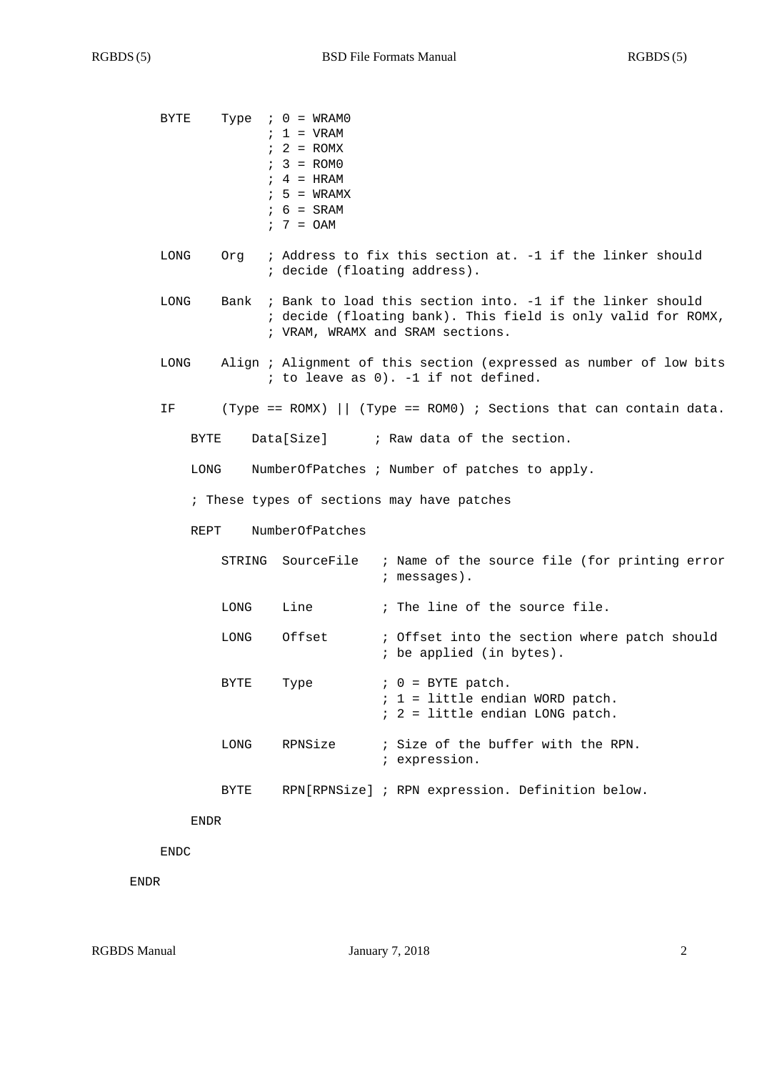```
        BYTE    Type  ; 0 = WRAM0
                      ; 1 = VRAM
                      ; 2 = ROMX
                      ; 3 = ROM0
                      ; 4 = HRAM
                      ; 5 = WRAMX
                      ; 6 = SRAM
                      ; 7 = OAM

        LONG    Org   ; Address to fix this section at. -1 if the linker should
                      ; decide (floating address).

        LONG    Bank  ; Bank to load this section into. -1 if the linker should
                      ; decide (floating bank). This field is only valid for ROMX,
                      ; VRAM, WRAMX and SRAM sections.

        LONG    Align ; Alignment of this section (expressed as number of low bits
                      ; to leave as 0). -1 if not defined.

        IF      (Type == ROMX) || (Type == ROM0) ; Sections that can contain data.

            BYTE    Data[Size]      ; Raw data of the section.

            LONG    NumberOfPatches ; Number of patches to apply.

            ; These types of sections may have patches

            REPT    NumberOfPatches

                STRING  SourceFile   ; Name of the source file (for printing error
                                     ; messages).

                LONG    Line         ; The line of the source file.

                LONG    Offset       ; Offset into the section where patch should
                                     ; be applied (in bytes).

                BYTE    Type         ; 0 = BYTE patch.
                                     ; 1 = little endian WORD patch.
                                     ; 2 = little endian LONG patch.

                LONG    RPNSize      ; Size of the buffer with the RPN.
                                     ; expression.

                BYTE    RPN[RPNSize] ; RPN expression. Definition below.

            ENDR

        ENDC

    ENDR
```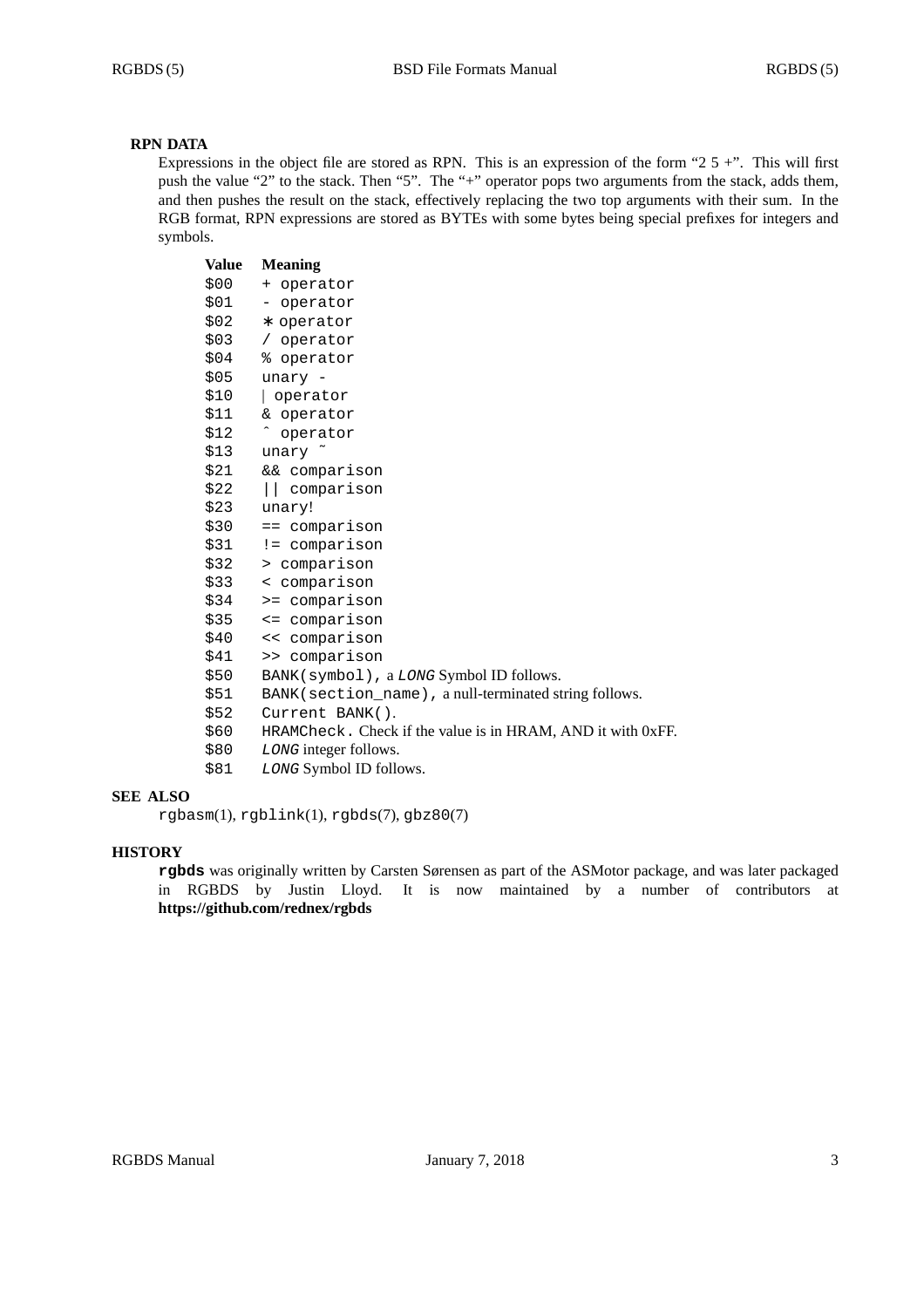## RPN DATA

Expressions in the object file are stored as RPN. This is an expression of the form “2 5 +”. This will first push the value “2” to the stack. Then “5”. The “+” operator pops two arguments from the stack, adds them, and then pushes the result on the stack, effectively replacing the two top arguments with their sum. In the RGB format, RPN expressions are stored as BYTEs with some bytes being special prefixes for integers and symbols.

| Value | Meaning |
|---|---|
| `$00` | `+ operator` |
| `$01` | `- operator` |
| `$02` | `* operator` |
| `$03` | `/ operator` |
| `$04` | `% operator` |
| `$05` | `unary -` |
| `$10` | `\| operator` |
| `$11` | `& operator` |
| `$12` | `^ operator` |
| `$13` | `unary ~` |
| `$21` | `&& comparison` |
| `$22` | `\|\| comparison` |
| `$23` | `unary!` |
| `$30` | `== comparison` |
| `$31` | `!= comparison` |
| `$32` | `> comparison` |
| `$33` | `< comparison` |
| `$34` | `>= comparison` |
| `$35` | `<= comparison` |
| `$40` | `<< comparison` |
| `$41` | `>> comparison` |
| `$50` | `BANK(symbol),` a *LONG* Symbol ID follows. |
| `$51` | `BANK(section_name),` a null-terminated string follows. |
| `$52` | `Current BANK()`. |
| `$60` | `HRAMCheck.` Check if the value is in HRAM, AND it with 0xFF. |
| `$80` | *LONG* integer follows. |
| `$81` | *LONG* Symbol ID follows. |

## SEE ALSO

rgbasm(1), rgblink(1), rgbds(7), gbz80(7)

## HISTORY

**rgbds** was originally written by Carsten Sørensen as part of the ASMotor package, and was later packaged in RGBDS by Justin Lloyd. It is now maintained by a number of contributors at **https://github.com/rednex/rgbds**